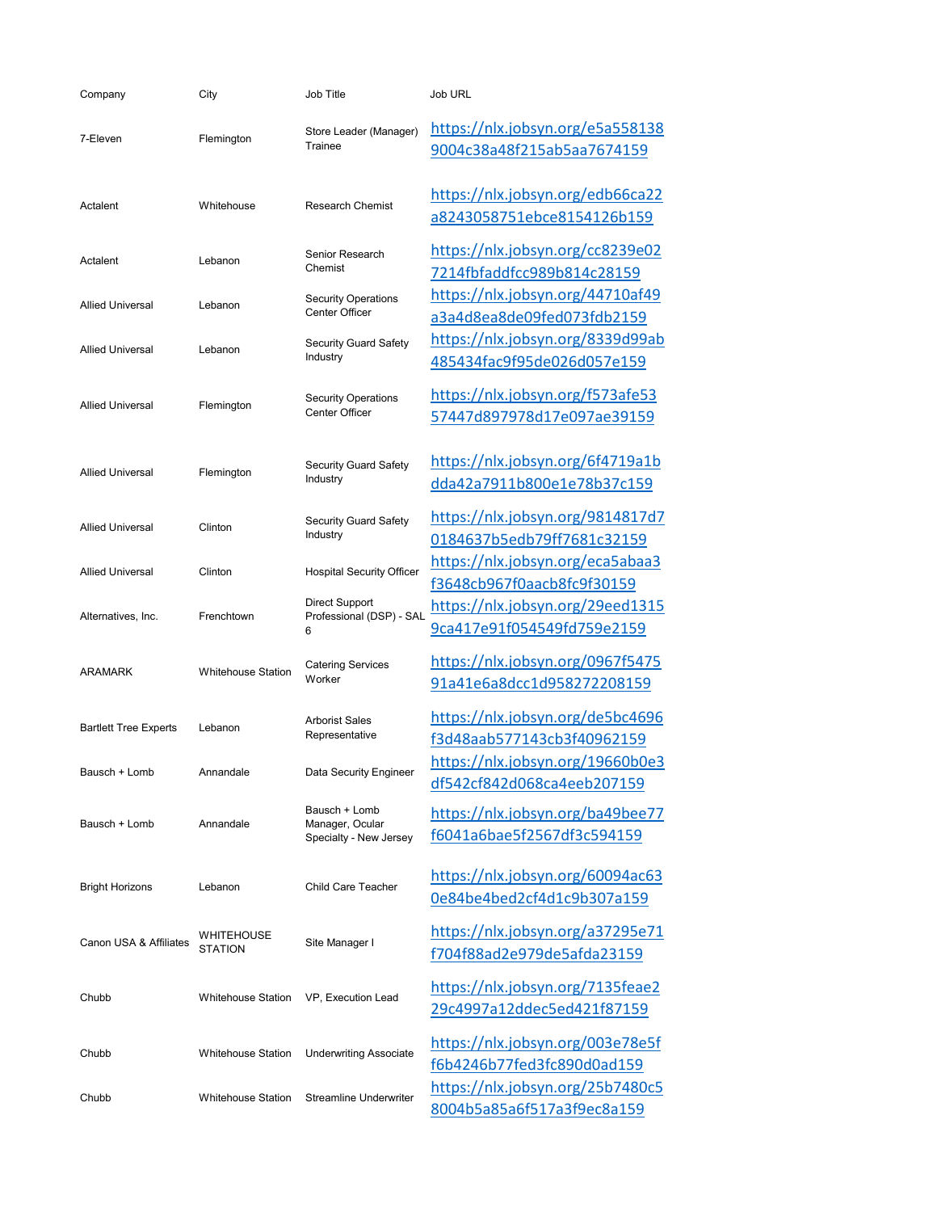| Company | City | Job Title | Job URL |
|---|---|---|---|
| 7-Eleven | Flemington | Store Leader (Manager) Trainee | https://nlx.jobsyn.org/e5a5581389004c38a48f215ab5aa7674159 |
| Actalent | Whitehouse | Research Chemist | https://nlx.jobsyn.org/edb66ca22a8243058751ebce8154126b159 |
| Actalent | Lebanon | Senior Research Chemist | https://nlx.jobsyn.org/cc8239e027214fbfaddfcc989b814c28159 |
| Allied Universal | Lebanon | Security Operations Center Officer | https://nlx.jobsyn.org/44710af49a3a4d8ea8de09fed073fdb2159 |
| Allied Universal | Lebanon | Security Guard Safety Industry | https://nlx.jobsyn.org/8339d99ab485434fac9f95de026d057e159 |
| Allied Universal | Flemington | Security Operations Center Officer | https://nlx.jobsyn.org/f573afe5357447d897978d17e097ae39159 |
| Allied Universal | Flemington | Security Guard Safety Industry | https://nlx.jobsyn.org/6f4719a1bdda42a7911b800e1e78b37c159 |
| Allied Universal | Clinton | Security Guard Safety Industry | https://nlx.jobsyn.org/9814817d70184637b5edb79ff7681c32159 |
| Allied Universal | Clinton | Hospital Security Officer | https://nlx.jobsyn.org/eca5abaa3f3648cb967f0aacb8fc9f30159 |
| Alternatives, Inc. | Frenchtown | Direct Support Professional (DSP) - SAL 6 | https://nlx.jobsyn.org/29eed13159ca417e91f054549fd759e2159 |
| ARAMARK | Whitehouse Station | Catering Services Worker | https://nlx.jobsyn.org/0967f547591a41e6a8dcc1d958272208159 |
| Bartlett Tree Experts | Lebanon | Arborist Sales Representative | https://nlx.jobsyn.org/de5bc4696f3d48aab577143cb3f40962159 |
| Bausch + Lomb | Annandale | Data Security Engineer | https://nlx.jobsyn.org/19660b0e3df542cf842d068ca4eeb207159 |
| Bausch + Lomb | Annandale | Bausch + Lomb Manager, Ocular Specialty - New Jersey | https://nlx.jobsyn.org/ba49bee77f6041a6bae5f2567df3c594159 |
| Bright Horizons | Lebanon | Child Care Teacher | https://nlx.jobsyn.org/60094ac630e84be4bed2cf4d1c9b307a159 |
| Canon USA & Affiliates | WHITEHOUSE STATION | Site Manager I | https://nlx.jobsyn.org/a37295e71f704f88ad2e979de5afda23159 |
| Chubb | Whitehouse Station | VP, Execution Lead | https://nlx.jobsyn.org/7135feae229c4997a12ddec5ed421f87159 |
| Chubb | Whitehouse Station | Underwriting Associate | https://nlx.jobsyn.org/003e78e5ff6b4246b77fed3fc890d0ad159 |
| Chubb | Whitehouse Station | Streamline Underwriter | https://nlx.jobsyn.org/25b7480c58004b5a85a6f517a3f9ec8a159 |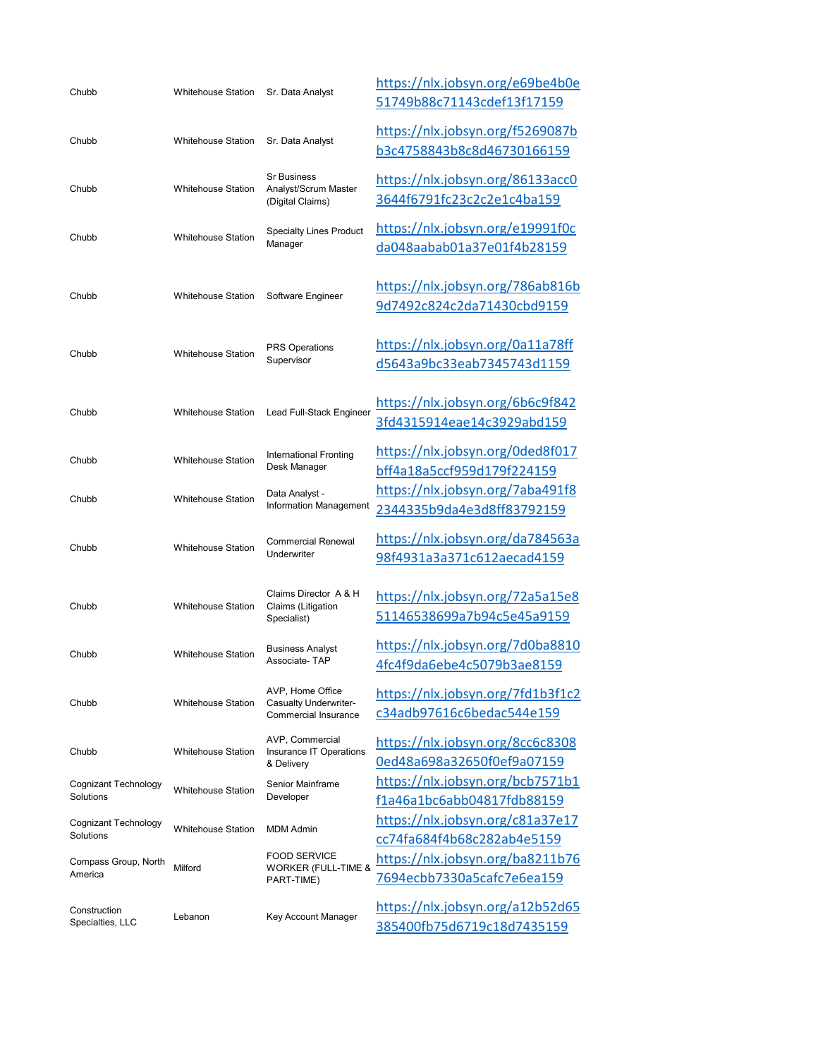| | | | |
|---|---|---|---|
| Chubb | Whitehouse Station | Sr. Data Analyst | https://nlx.jobsyn.org/e69be4b0e51749b88c71143cdef13f17159 |
| Chubb | Whitehouse Station | Sr. Data Analyst | https://nlx.jobsyn.org/f5269087bb3c4758843b8c8d46730166159 |
| Chubb | Whitehouse Station | Sr Business Analyst/Scrum Master (Digital Claims) | https://nlx.jobsyn.org/86133acc03644f6791fc23c2c2e1c4ba159 |
| Chubb | Whitehouse Station | Specialty Lines Product Manager | https://nlx.jobsyn.org/e19991f0cda048aabab01a37e01f4b28159 |
| Chubb | Whitehouse Station | Software Engineer | https://nlx.jobsyn.org/786ab816b9d7492c824c2da71430cbd9159 |
| Chubb | Whitehouse Station | PRS Operations Supervisor | https://nlx.jobsyn.org/0a11a78ffd5643a9bc33eab7345743d1159 |
| Chubb | Whitehouse Station | Lead Full-Stack Engineer | https://nlx.jobsyn.org/6b6c9f8423fd4315914eae14c3929abd159 |
| Chubb | Whitehouse Station | International Fronting Desk Manager | https://nlx.jobsyn.org/0ded8f017bff4a18a5ccf959d179f224159 |
| Chubb | Whitehouse Station | Data Analyst - Information Management | https://nlx.jobsyn.org/7aba491f82344335b9da4e3d8ff83792159 |
| Chubb | Whitehouse Station | Commercial Renewal Underwriter | https://nlx.jobsyn.org/da784563a98f4931a3a371c612aecad4159 |
| Chubb | Whitehouse Station | Claims Director A & H Claims (Litigation Specialist) | https://nlx.jobsyn.org/72a5a15e851146538699a7b94c5e45a9159 |
| Chubb | Whitehouse Station | Business Analyst Associate- TAP | https://nlx.jobsyn.org/7d0ba88104fc4f9da6ebe4c5079b3ae8159 |
| Chubb | Whitehouse Station | AVP, Home Office Casualty Underwriter-Commercial Insurance | https://nlx.jobsyn.org/7fd1b3f1c2c34adb97616c6bedac544e159 |
| Chubb | Whitehouse Station | AVP, Commercial Insurance IT Operations & Delivery | https://nlx.jobsyn.org/8cc6c83080ed48a698a32650f0ef9a07159 |
| Cognizant Technology Solutions | Whitehouse Station | Senior Mainframe Developer | https://nlx.jobsyn.org/bcb7571b1f1a46a1bc6abb04817fdb88159 |
| Cognizant Technology Solutions | Whitehouse Station | MDM Admin | https://nlx.jobsyn.org/c81a37e17cc74fa684f4b68c282ab4e5159 |
| Compass Group, North America | Milford | FOOD SERVICE WORKER (FULL-TIME & PART-TIME) | https://nlx.jobsyn.org/ba8211b767694ecbb7330a5cafc7e6ea159 |
| Construction Specialties, LLC | Lebanon | Key Account Manager | https://nlx.jobsyn.org/a12b52d65385400fb75d6719c18d7435159 |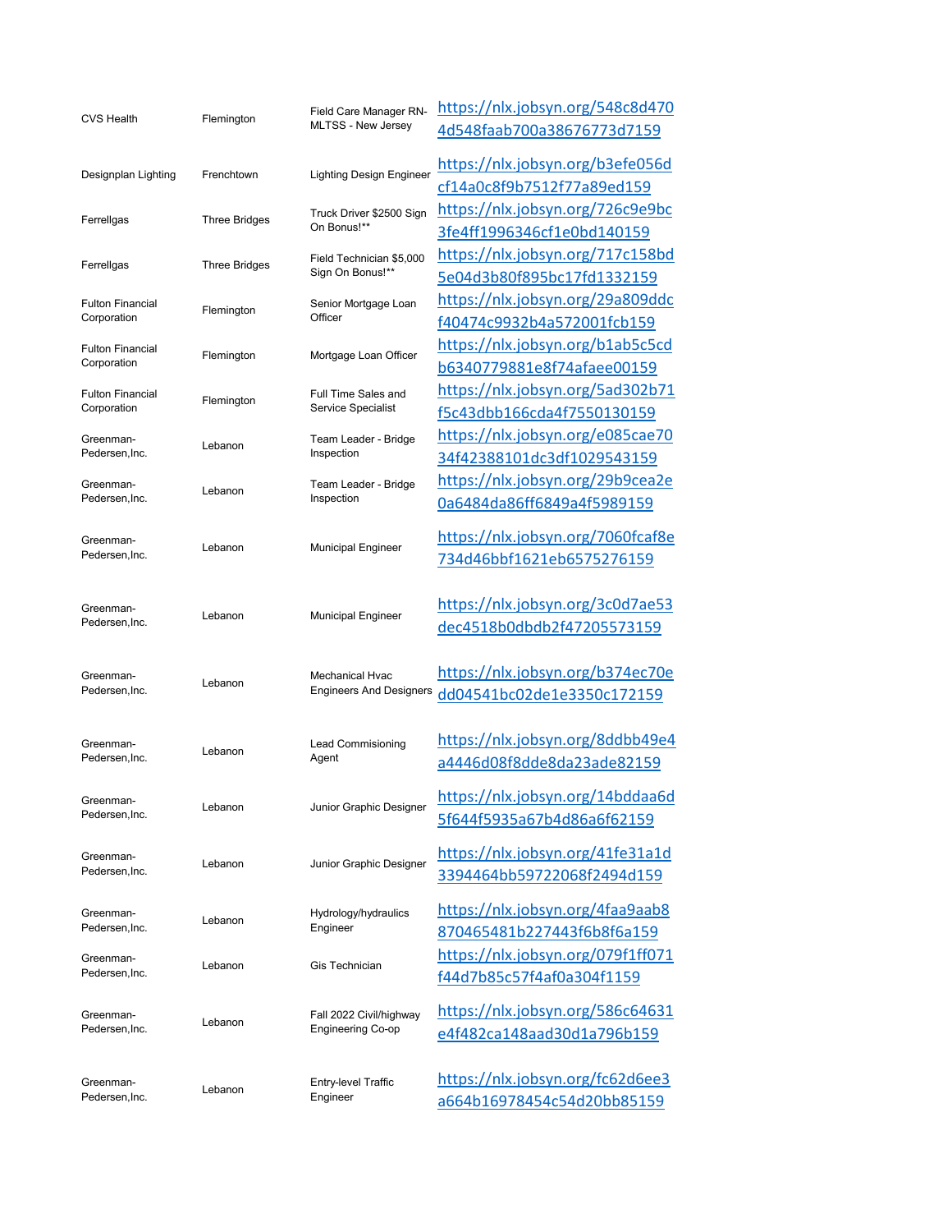| | | | |
|---|---|---|---|
| CVS Health | Flemington | Field Care Manager RN-MLTSS - New Jersey | https://nlx.jobsyn.org/548c8d4704d548faab700a38676773d7159 |
| Designplan Lighting | Frenchtown | Lighting Design Engineer | https://nlx.jobsyn.org/b3efe056dcf14a0c8f9b7512f77a89ed159 |
| Ferrellgas | Three Bridges | Truck Driver $2500 Sign On Bonus!** | https://nlx.jobsyn.org/726c9e9bc3fe4ff1996346cf1e0bd140159 |
| Ferrellgas | Three Bridges | Field Technician $5,000 Sign On Bonus!** | https://nlx.jobsyn.org/717c158bd5e04d3b80f895bc17fd1332159 |
| Fulton Financial Corporation | Flemington | Senior Mortgage Loan Officer | https://nlx.jobsyn.org/29a809ddcf40474c9932b4a572001fcb159 |
| Fulton Financial Corporation | Flemington | Mortgage Loan Officer | https://nlx.jobsyn.org/b1ab5c5cdb6340779881e8f74afaee00159 |
| Fulton Financial Corporation | Flemington | Full Time Sales and Service Specialist | https://nlx.jobsyn.org/5ad302b71f5c43dbb166cda4f7550130159 |
| Greenman-Pedersen,Inc. | Lebanon | Team Leader - Bridge Inspection | https://nlx.jobsyn.org/e085cae7034f42388101dc3df1029543159 |
| Greenman-Pedersen,Inc. | Lebanon | Team Leader - Bridge Inspection | https://nlx.jobsyn.org/29b9cea2e0a6484da86ff6849a4f5989159 |
| Greenman-Pedersen,Inc. | Lebanon | Municipal Engineer | https://nlx.jobsyn.org/7060fcaf8e734d46bbf1621eb6575276159 |
| Greenman-Pedersen,Inc. | Lebanon | Municipal Engineer | https://nlx.jobsyn.org/3c0d7ae53dec4518b0dbdb2f47205573159 |
| Greenman-Pedersen,Inc. | Lebanon | Mechanical Hvac Engineers And Designers | https://nlx.jobsyn.org/b374ec70edd04541bc02de1e3350c172159 |
| Greenman-Pedersen,Inc. | Lebanon | Lead Commisioning Agent | https://nlx.jobsyn.org/8ddbb49e4a4446d08f8dde8da23ade82159 |
| Greenman-Pedersen,Inc. | Lebanon | Junior Graphic Designer | https://nlx.jobsyn.org/14bddaa6d5f644f5935a67b4d86a6f62159 |
| Greenman-Pedersen,Inc. | Lebanon | Junior Graphic Designer | https://nlx.jobsyn.org/41fe31a1d3394464bb59722068f2494d159 |
| Greenman-Pedersen,Inc. | Lebanon | Hydrology/hydraulics Engineer | https://nlx.jobsyn.org/4faa9aab8870465481b227443f6b8f6a159 |
| Greenman-Pedersen,Inc. | Lebanon | Gis Technician | https://nlx.jobsyn.org/079f1ff071f44d7b85c57f4af0a304f1159 |
| Greenman-Pedersen,Inc. | Lebanon | Fall 2022 Civil/highway Engineering Co-op | https://nlx.jobsyn.org/586c64631e4f482ca148aad30d1a796b159 |
| Greenman-Pedersen,Inc. | Lebanon | Entry-level Traffic Engineer | https://nlx.jobsyn.org/fc62d6ee3a664b16978454c54d20bb85159 |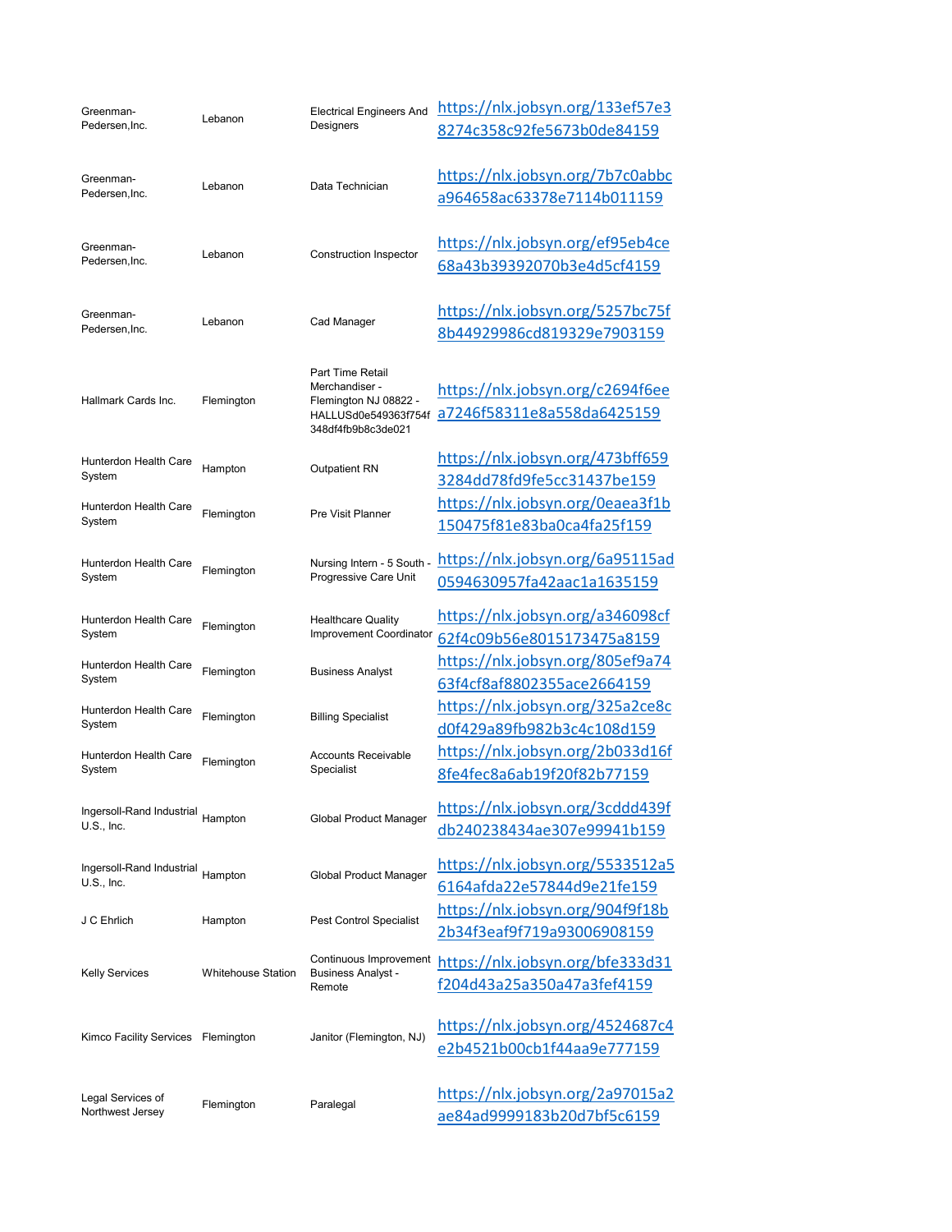| | | | |
|---|---|---|---|
| Greenman-Pedersen,Inc. | Lebanon | Electrical Engineers And Designers | https://nlx.jobsyn.org/133ef57e38274c358c92fe5673b0de84159 |
| Greenman-Pedersen,Inc. | Lebanon | Data Technician | https://nlx.jobsyn.org/7b7c0abbca964658ac63378e7114b011159 |
| Greenman-Pedersen,Inc. | Lebanon | Construction Inspector | https://nlx.jobsyn.org/ef95eb4ce68a43b39392070b3e4d5cf4159 |
| Greenman-Pedersen,Inc. | Lebanon | Cad Manager | https://nlx.jobsyn.org/5257bc75f8b44929986cd819329e7903159 |
| Hallmark Cards Inc. | Flemington | Part Time Retail Merchandiser - Flemington NJ 08822 - HALLUSd0e549363f754f348df4fb9b8c3de021 | https://nlx.jobsyn.org/c2694f6eea7246f58311e8a558da6425159 |
| Hunterdon Health Care System | Hampton | Outpatient RN | https://nlx.jobsyn.org/473bff6593284dd78fd9fe5cc31437be159 |
| Hunterdon Health Care System | Flemington | Pre Visit Planner | https://nlx.jobsyn.org/0eaea3f1b150475f81e83ba0ca4fa25f159 |
| Hunterdon Health Care System | Flemington | Nursing Intern - 5 South - Progressive Care Unit | https://nlx.jobsyn.org/6a95115ad0594630957fa42aac1a1635159 |
| Hunterdon Health Care System | Flemington | Healthcare Quality Improvement Coordinator | https://nlx.jobsyn.org/a346098cf62f4c09b56e8015173475a8159 |
| Hunterdon Health Care System | Flemington | Business Analyst | https://nlx.jobsyn.org/805ef9a7463f4cf8af8802355ace2664159 |
| Hunterdon Health Care System | Flemington | Billing Specialist | https://nlx.jobsyn.org/325a2ce8cd0f429a89fb982b3c4c108d159 |
| Hunterdon Health Care System | Flemington | Accounts Receivable Specialist | https://nlx.jobsyn.org/2b033d16f8fe4fec8a6ab19f20f82b77159 |
| Ingersoll-Rand Industrial U.S., Inc. | Hampton | Global Product Manager | https://nlx.jobsyn.org/3cddd439fdb240238434ae307e99941b159 |
| Ingersoll-Rand Industrial U.S., Inc. | Hampton | Global Product Manager | https://nlx.jobsyn.org/5533512a56164afda22e57844d9e21fe159 |
| J C Ehrlich | Hampton | Pest Control Specialist | https://nlx.jobsyn.org/904f9f18b2b34f3eaf9f719a93006908159 |
| Kelly Services | Whitehouse Station | Continuous Improvement Business Analyst - Remote | https://nlx.jobsyn.org/bfe333d31f204d43a25a350a47a3fef4159 |
| Kimco Facility Services | Flemington | Janitor (Flemington, NJ) | https://nlx.jobsyn.org/4524687c4e2b4521b00cb1f44aa9e777159 |
| Legal Services of Northwest Jersey | Flemington | Paralegal | https://nlx.jobsyn.org/2a97015a2ae84ad9999183b20d7bf5c6159 |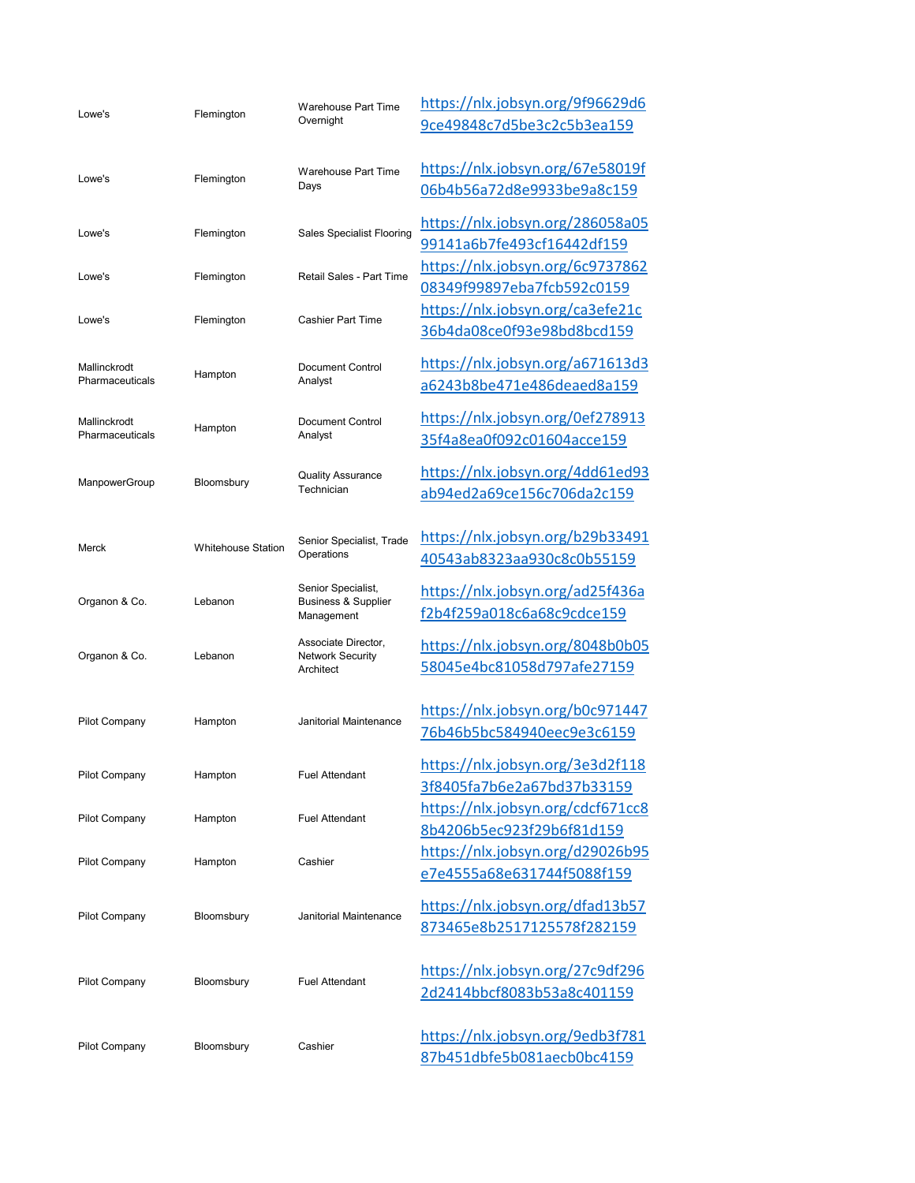| | | | |
|---|---|---|---|
| Lowe's | Flemington | Warehouse Part Time Overnight | https://nlx.jobsyn.org/9f96629d69ce49848c7d5be3c2c5b3ea159 |
| Lowe's | Flemington | Warehouse Part Time Days | https://nlx.jobsyn.org/67e58019f06b4b56a72d8e9933be9a8c159 |
| Lowe's | Flemington | Sales Specialist Flooring | https://nlx.jobsyn.org/286058a0599141a6b7fe493cf16442df159 |
| Lowe's | Flemington | Retail Sales - Part Time | https://nlx.jobsyn.org/6c973786208349f99897eba7fcb592c0159 |
| Lowe's | Flemington | Cashier Part Time | https://nlx.jobsyn.org/ca3efe21c36b4da08ce0f93e98bd8bcd159 |
| Mallinckrodt Pharmaceuticals | Hampton | Document Control Analyst | https://nlx.jobsyn.org/a671613d3a6243b8be471e486deaed8a159 |
| Mallinckrodt Pharmaceuticals | Hampton | Document Control Analyst | https://nlx.jobsyn.org/0ef27891335f4a8ea0f092c01604acce159 |
| ManpowerGroup | Bloomsbury | Quality Assurance Technician | https://nlx.jobsyn.org/4dd61ed93ab94ed2a69ce156c706da2c159 |
| Merck | Whitehouse Station | Senior Specialist, Trade Operations | https://nlx.jobsyn.org/b29b3349140543ab8323aa930c8c0b55159 |
| Organon & Co. | Lebanon | Senior Specialist, Business & Supplier Management | https://nlx.jobsyn.org/ad25f436af2b4f259a018c6a68c9cdce159 |
| Organon & Co. | Lebanon | Associate Director, Network Security Architect | https://nlx.jobsyn.org/8048b0b0558045e4bc81058d797afe27159 |
| Pilot Company | Hampton | Janitorial Maintenance | https://nlx.jobsyn.org/b0c97144776b46b5bc584940eec9e3c6159 |
| Pilot Company | Hampton | Fuel Attendant | https://nlx.jobsyn.org/3e3d2f1183f8405fa7b6e2a67bd37b33159 |
| Pilot Company | Hampton | Fuel Attendant | https://nlx.jobsyn.org/cdcf671cc88b4206b5ec923f29b6f81d159 |
| Pilot Company | Hampton | Cashier | https://nlx.jobsyn.org/d29026b95e7e4555a68e631744f5088f159 |
| Pilot Company | Bloomsbury | Janitorial Maintenance | https://nlx.jobsyn.org/dfad13b57873465e8b2517125578f282159 |
| Pilot Company | Bloomsbury | Fuel Attendant | https://nlx.jobsyn.org/27c9df2962d2414bbcf8083b53a8c401159 |
| Pilot Company | Bloomsbury | Cashier | https://nlx.jobsyn.org/9edb3f78187b451dbfe5b081aecb0bc4159 |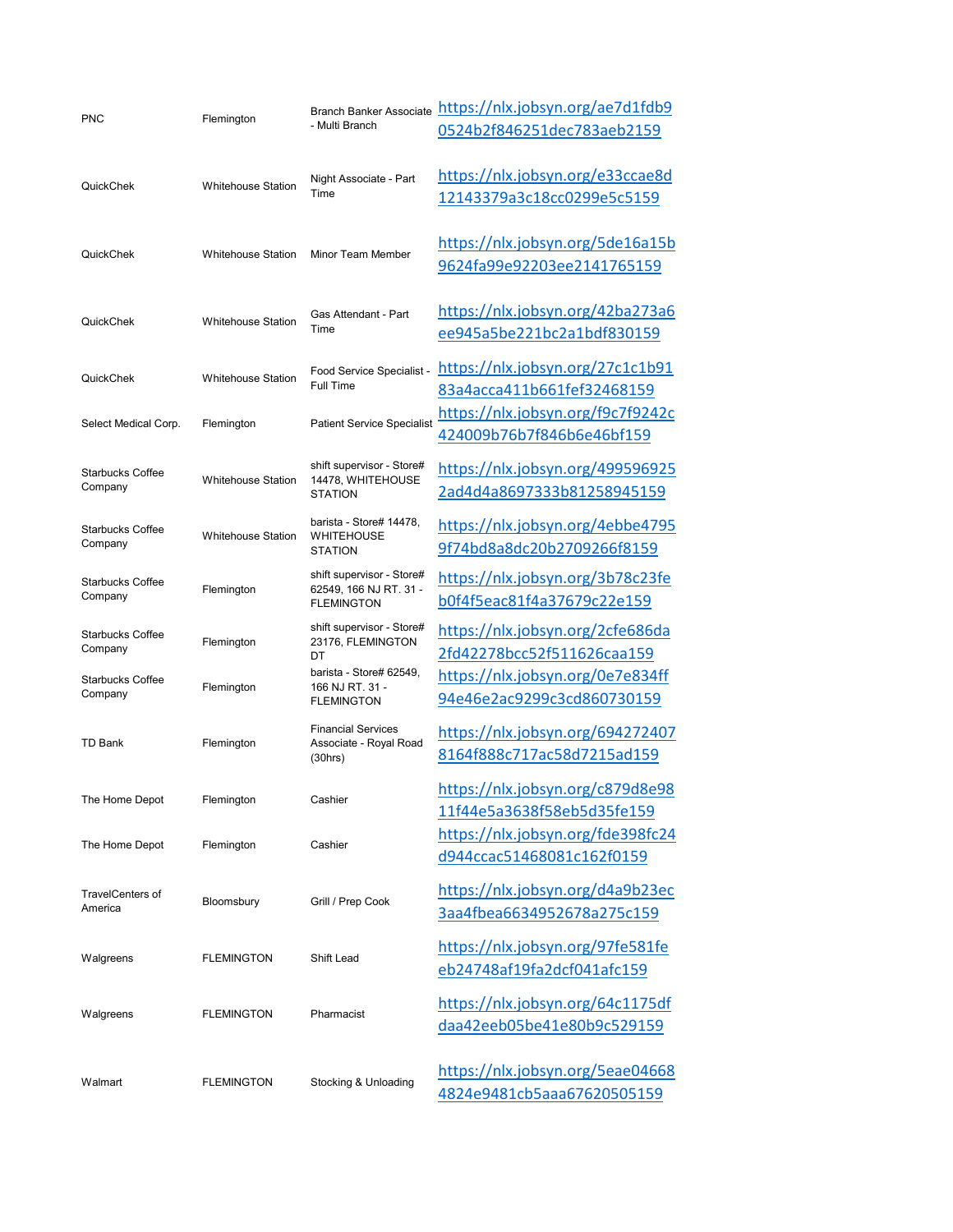| | | | |
|---|---|---|---|
| PNC | Flemington | Branch Banker Associate - Multi Branch | https://nlx.jobsyn.org/ae7d1fdb90524b2f846251dec783aeb2159 |
| QuickChek | Whitehouse Station | Night Associate - Part Time | https://nlx.jobsyn.org/e33ccae8d12143379a3c18cc0299e5c5159 |
| QuickChek | Whitehouse Station | Minor Team Member | https://nlx.jobsyn.org/5de16a15b9624fa99e92203ee2141765159 |
| QuickChek | Whitehouse Station | Gas Attendant - Part Time | https://nlx.jobsyn.org/42ba273a6ee945a5be221bc2a1bdf830159 |
| QuickChek | Whitehouse Station | Food Service Specialist - Full Time | https://nlx.jobsyn.org/27c1c1b9183a4acca411b661fef32468159 |
| Select Medical Corp. | Flemington | Patient Service Specialist | https://nlx.jobsyn.org/f9c7f9242c424009b76b7f846b6e46bf159 |
| Starbucks Coffee Company | Whitehouse Station | shift supervisor - Store# 14478, WHITEHOUSE STATION | https://nlx.jobsyn.org/4995969252ad4d4a8697333b81258945159 |
| Starbucks Coffee Company | Whitehouse Station | barista - Store# 14478, WHITEHOUSE STATION | https://nlx.jobsyn.org/4ebbe47959f74bd8a8dc20b2709266f8159 |
| Starbucks Coffee Company | Flemington | shift supervisor - Store# 62549, 166 NJ RT. 31 - FLEMINGTON | https://nlx.jobsyn.org/3b78c23feb0f4f5eac81f4a37679c22e159 |
| Starbucks Coffee Company | Flemington | shift supervisor - Store# 23176, FLEMINGTON DT | https://nlx.jobsyn.org/2cfe686da2fd42278bcc52f511626caa159 |
| Starbucks Coffee Company | Flemington | barista - Store# 62549, 166 NJ RT. 31 - FLEMINGTON | https://nlx.jobsyn.org/0e7e834ff94e46e2ac9299c3cd860730159 |
| TD Bank | Flemington | Financial Services Associate - Royal Road (30hrs) | https://nlx.jobsyn.org/6942724078164f888c717ac58d7215ad159 |
| The Home Depot | Flemington | Cashier | https://nlx.jobsyn.org/c879d8e9811f44e5a3638f58eb5d35fe159 |
| The Home Depot | Flemington | Cashier | https://nlx.jobsyn.org/fde398fc24d944ccac51468081c162f0159 |
| TravelCenters of America | Bloomsbury | Grill / Prep Cook | https://nlx.jobsyn.org/d4a9b23ec3aa4fbea6634952678a275c159 |
| Walgreens | FLEMINGTON | Shift Lead | https://nlx.jobsyn.org/97fe581feeb24748af19fa2dcf041afc159 |
| Walgreens | FLEMINGTON | Pharmacist | https://nlx.jobsyn.org/64c1175dfdaa42eeb05be41e80b9c529159 |
| Walmart | FLEMINGTON | Stocking & Unloading | https://nlx.jobsyn.org/5eae046684824e9481cb5aaa67620505159 |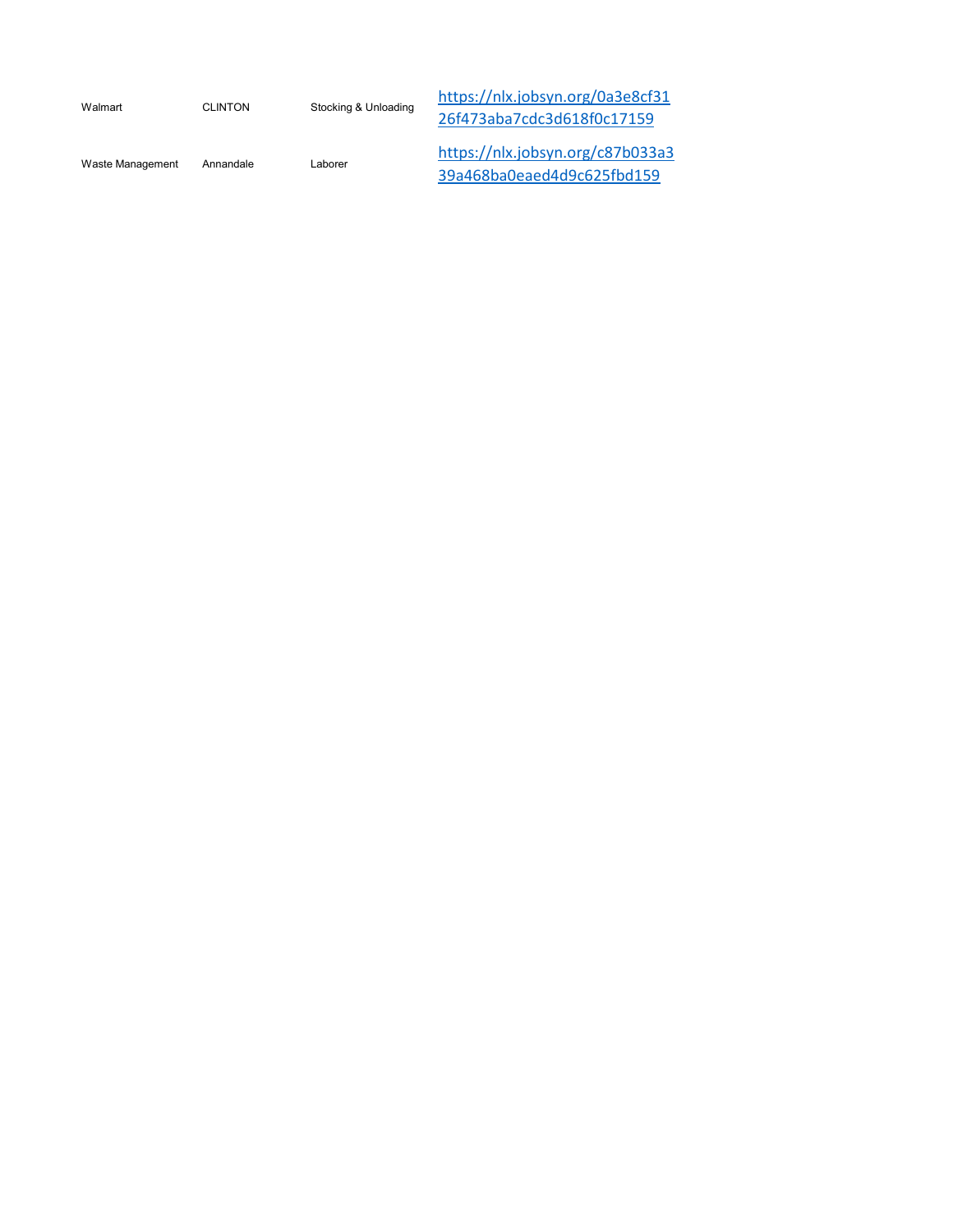| | | | |
|---|---|---|---|
| Walmart | CLINTON | Stocking & Unloading | https://nlx.jobsyn.org/0a3e8cf3126f473aba7cdc3d618f0c17159 |
| Waste Management | Annandale | Laborer | https://nlx.jobsyn.org/c87b033a339a468ba0eaed4d9c625fbd159 |